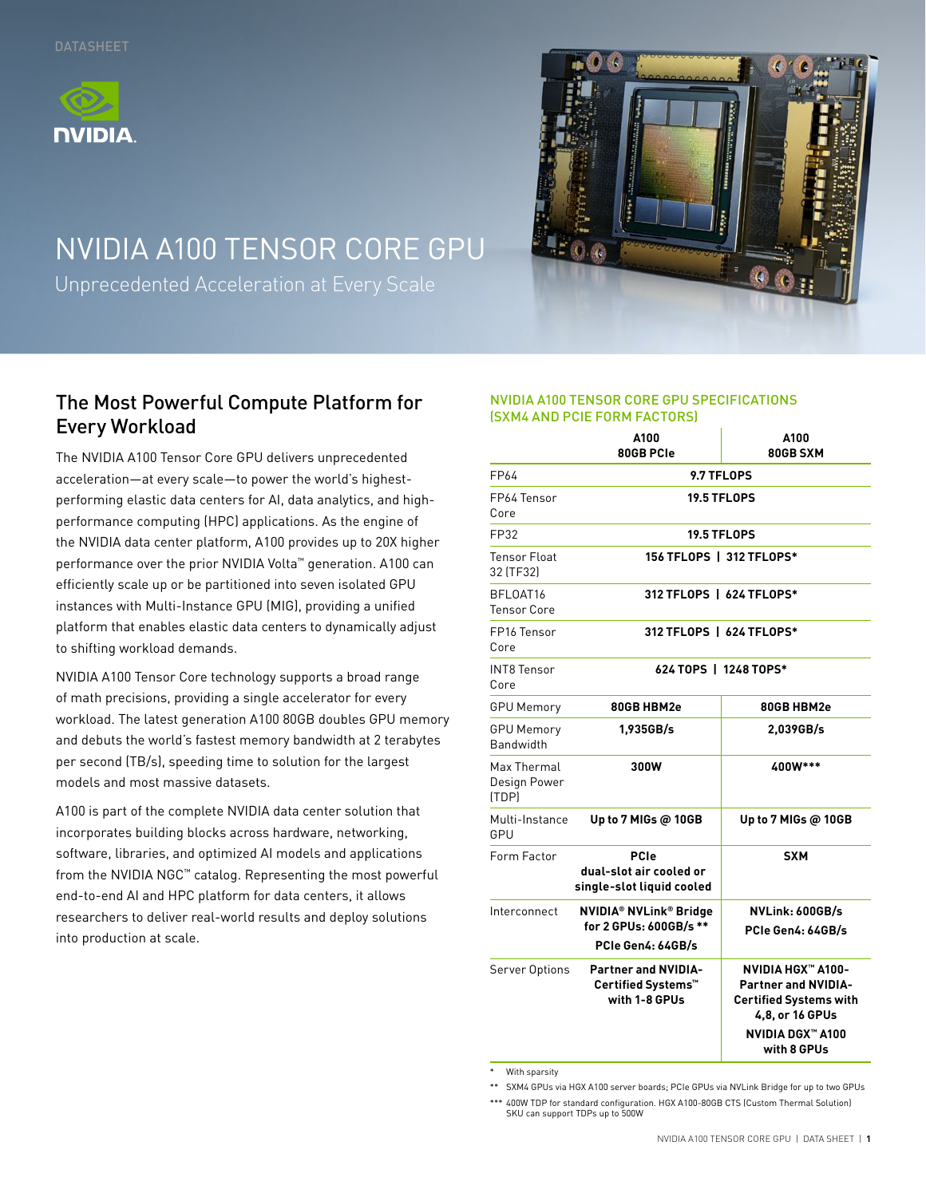DATASHEET

# NVIDIA A100 TENSOR CORE GPU

Unprecedented Acceleration at Every Scale

## The Most Powerful Compute Platform for Every Workload

The NVIDIA A100 Tensor Core GPU delivers unprecedented acceleration—at every scale—to power the world's highest-performing elastic data centers for AI, data analytics, and high-performance computing (HPC) applications. As the engine of the NVIDIA data center platform, A100 provides up to 20X higher performance over the prior NVIDIA Volta™ generation. A100 can efficiently scale up or be partitioned into seven isolated GPU instances with Multi-Instance GPU (MIG), providing a unified platform that enables elastic data centers to dynamically adjust to shifting workload demands.

NVIDIA A100 Tensor Core technology supports a broad range of math precisions, providing a single accelerator for every workload. The latest generation A100 80GB doubles GPU memory and debuts the world's fastest memory bandwidth at 2 terabytes per second (TB/s), speeding time to solution for the largest models and most massive datasets.

A100 is part of the complete NVIDIA data center solution that incorporates building blocks across hardware, networking, software, libraries, and optimized AI models and applications from the NVIDIA NGC™ catalog. Representing the most powerful end-to-end AI and HPC platform for data centers, it allows researchers to deliver real-world results and deploy solutions into production at scale.

### NVIDIA A100 TENSOR CORE GPU SPECIFICATIONS (SXM4 AND PCIE FORM FACTORS)

| | A100 80GB PCIe | A100 80GB SXM |
|---|---|---|
| FP64 | 9.7 TFLOPS | |
| FP64 Tensor Core | 19.5 TFLOPS | |
| FP32 | 19.5 TFLOPS | |
| Tensor Float 32 (TF32) | 156 TFLOPS \| 312 TFLOPS* | |
| BFLOAT16 Tensor Core | 312 TFLOPS \| 624 TFLOPS* | |
| FP16 Tensor Core | 312 TFLOPS \| 624 TFLOPS* | |
| INT8 Tensor Core | 624 TOPS \| 1248 TOPS* | |
| GPU Memory | 80GB HBM2e | 80GB HBM2e |
| GPU Memory Bandwidth | 1,935GB/s | 2,039GB/s |
| Max Thermal Design Power (TDP) | 300W | 400W*** |
| Multi-Instance GPU | Up to 7 MIGs @ 10GB | Up to 7 MIGs @ 10GB |
| Form Factor | PCIe dual-slot air cooled or single-slot liquid cooled | SXM |
| Interconnect | NVIDIA® NVLink® Bridge for 2 GPUs: 600GB/s ** PCIe Gen4: 64GB/s | NVLink: 600GB/s PCIe Gen4: 64GB/s |
| Server Options | Partner and NVIDIA-Certified Systems™ with 1-8 GPUs | NVIDIA HGX™ A100-Partner and NVIDIA-Certified Systems with 4,8, or 16 GPUs NVIDIA DGX™ A100 with 8 GPUs |

\* With sparsity

\** SXM4 GPUs via HGX A100 server boards; PCIe GPUs via NVLink Bridge for up to two GPUs

\*** 400W TDP for standard configuration. HGX A100-80GB CTS (Custom Thermal Solution) SKU can support TDPs up to 500W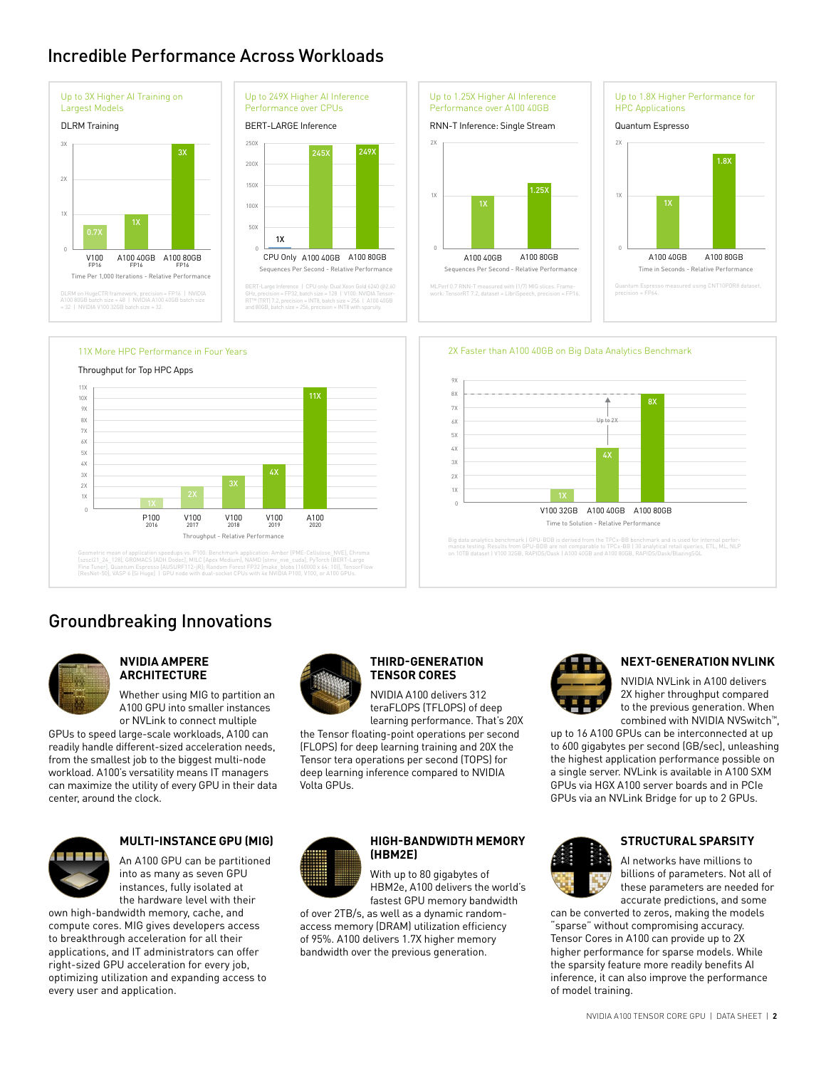## Incredible Performance Across Workloads

**Up to 3X Higher AI Training on Largest Models**

DLRM Training

| | V100 FP16 | A100 40GB FP16 | A100 80GB FP16 |
|---|---|---|---|
| Time Per 1,000 Iterations - Relative Performance | 0.7X | 1X | 3X |

DLRM on HugeCTR framework, precision = FP16 | NVIDIA A100 80GB batch size = 48 | NVIDIA A100 40GB batch size = 32 | NVIDIA V100 32GB batch size = 32.

**Up to 249X Higher AI Inference Performance over CPUs**

BERT-LARGE Inference

| | CPU Only | A100 40GB | A100 80GB |
|---|---|---|---|
| Sequences Per Second - Relative Performance | 1X | 245X | 249X |

BERT-Large Inference | CPU only: Dual Xeon Gold 6240 @2.60 GHz, precision = FP32, batch size = 128 | V100: NVIDIA TensorRT™ (TRT) 7.2, precision = INT8, batch size = 256 | A100 40GB and 80GB, batch size = 256, precision = INT8 with sparsity.

**Up to 1.25X Higher AI Inference Performance over A100 40GB**

RNN-T Inference: Single Stream

| | A100 40GB | A100 80GB |
|---|---|---|
| Sequences Per Second - Relative Performance | 1X | 1.25X |

MLPerf 0.7 RNN-T measured with (1/7) MIG slices. Framework: TensorRT 7.2, dataset = LibriSpeech, precision = FP16.

**Up to 1.8X Higher Performance for HPC Applications**

Quantum Espresso

| | A100 40GB | A100 80GB |
|---|---|---|
| Time in Seconds - Relative Performance | 1X | 1.8X |

Quantum Espresso measured using CNT10POR8 dataset, precision = FP64.

**11X More HPC Performance in Four Years**

Throughput for Top HPC Apps

| | P100 2016 | V100 2017 | V100 2018 | V100 2019 | A100 2020 |
|---|---|---|---|---|---|
| Throughput - Relative Performance | 1X | 2X | 3X | 4X | 11X |

Geometric mean of application speedups vs. P100: Benchmark application: Amber [PME-Cellulose_NVE], Chroma [szscl21_24_128], GROMACS [ADH Dodec], MILC [Apex Medium], NAMD [stmv_nve_cuda], PyTorch (BERT-Large Fine Tuner], Quantum Espresso [AUSURF112-jR]; Random Forest FP32 [make_blobs (160000 x 64 : 10)], TensorFlow [ResNet-50], VASP 6 [Si Huge] | GPU node with dual-socket CPUs with 4x NVIDIA P100, V100, or A100 GPUs.

**2X Faster than A100 40GB on Big Data Analytics Benchmark**

| | V100 32GB | A100 40GB | A100 80GB |
|---|---|---|---|
| Time to Solution - Relative Performance | 1X | 4X | 8X |

Up to 2X

Big data analytics benchmark | GPU-BDB is derived from the TPCx-BB benchmark and is used for internal performance testing. Results from GPU-BDB are not comparable to TPCx-BB | 30 analytical retail queries, ETL, ML, NLP on 10TB dataset | V100 32GB, RAPIDS/Dask | A100 40GB and A100 80GB, RAPIDS/Dask/BlazingSQL

## Groundbreaking Innovations

### NVIDIA AMPERE ARCHITECTURE

Whether using MIG to partition an A100 GPU into smaller instances or NVLink to connect multiple GPUs to speed large-scale workloads, A100 can readily handle different-sized acceleration needs, from the smallest job to the biggest multi-node workload. A100's versatility means IT managers can maximize the utility of every GPU in their data center, around the clock.

### THIRD-GENERATION TENSOR CORES

NVIDIA A100 delivers 312 teraFLOPS (TFLOPS) of deep learning performance. That's 20X the Tensor floating-point operations per second (FLOPS) for deep learning training and 20X the Tensor tera operations per second (TOPS) for deep learning inference compared to NVIDIA Volta GPUs.

### NEXT-GENERATION NVLINK

NVIDIA NVLink in A100 delivers 2X higher throughput compared to the previous generation. When combined with NVIDIA NVSwitch™, up to 16 A100 GPUs can be interconnected at up to 600 gigabytes per second (GB/sec), unleashing the highest application performance possible on a single server. NVLink is available in A100 SXM GPUs via HGX A100 server boards and in PCIe GPUs via an NVLink Bridge for up to 2 GPUs.

### MULTI-INSTANCE GPU (MIG)

An A100 GPU can be partitioned into as many as seven GPU instances, fully isolated at the hardware level with their own high-bandwidth memory, cache, and compute cores. MIG gives developers access to breakthrough acceleration for all their applications, and IT administrators can offer right-sized GPU acceleration for every job, optimizing utilization and expanding access to every user and application.

### HIGH-BANDWIDTH MEMORY (HBM2E)

With up to 80 gigabytes of HBM2e, A100 delivers the world's fastest GPU memory bandwidth of over 2TB/s, as well as a dynamic random-access memory (DRAM) utilization efficiency of 95%. A100 delivers 1.7X higher memory bandwidth over the previous generation.

### STRUCTURAL SPARSITY

AI networks have millions to billions of parameters. Not all of these parameters are needed for accurate predictions, and some can be converted to zeros, making the models "sparse" without compromising accuracy. Tensor Cores in A100 can provide up to 2X higher performance for sparse models. While the sparsity feature more readily benefits AI inference, it can also improve the performance of model training.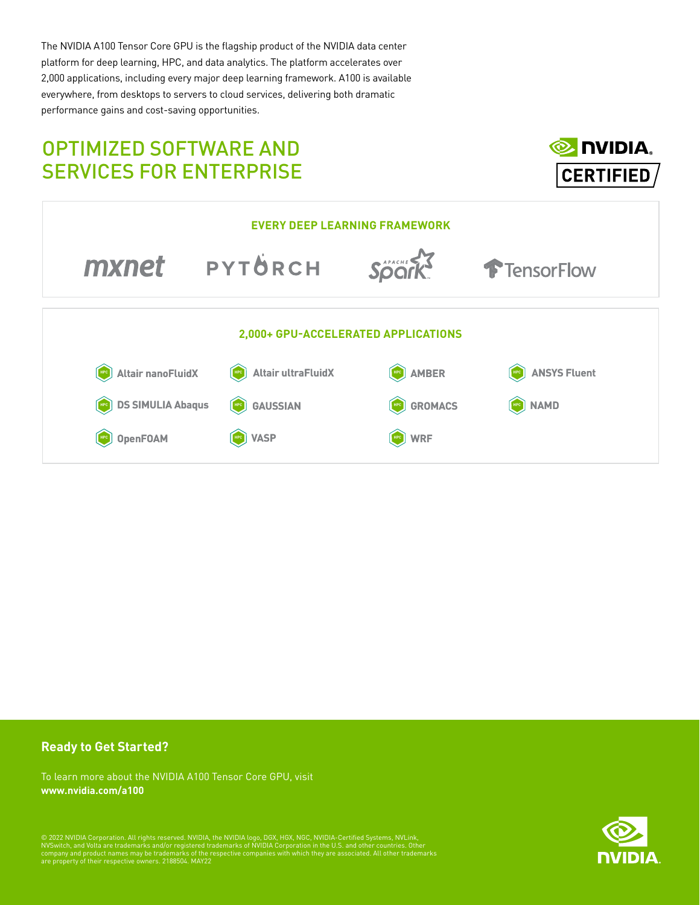The NVIDIA A100 Tensor Core GPU is the flagship product of the NVIDIA data center platform for deep learning, HPC, and data analytics. The platform accelerates over 2,000 applications, including every major deep learning framework. A100 is available everywhere, from desktops to servers to cloud services, delivering both dramatic performance gains and cost-saving opportunities.

## OPTIMIZED SOFTWARE AND SERVICES FOR ENTERPRISE

NVIDIA CERTIFIED

### EVERY DEEP LEARNING FRAMEWORK

mxnet

PYTORCH

Apache Spark

TensorFlow

### 2,000+ GPU-ACCELERATED APPLICATIONS

- Altair nanoFluidX
- Altair ultraFluidX
- AMBER
- ANSYS Fluent
- DS SIMULIA Abaqus
- GAUSSIAN
- GROMACS
- NAMD
- OpenFOAM
- VASP
- WRF

### Ready to Get Started?

To learn more about the NVIDIA A100 Tensor Core GPU, visit **www.nvidia.com/a100**

© 2022 NVIDIA Corporation. All rights reserved. NVIDIA, the NVIDIA logo, DGX, HGX, NGC, NVIDIA-Certified Systems, NVLink, NVSwitch, and Volta are trademarks and/or registered trademarks of NVIDIA Corporation in the U.S. and other countries. Other company and product names may be trademarks of the respective companies with which they are associated. All other trademarks are property of their respective owners. 2188504. MAY22